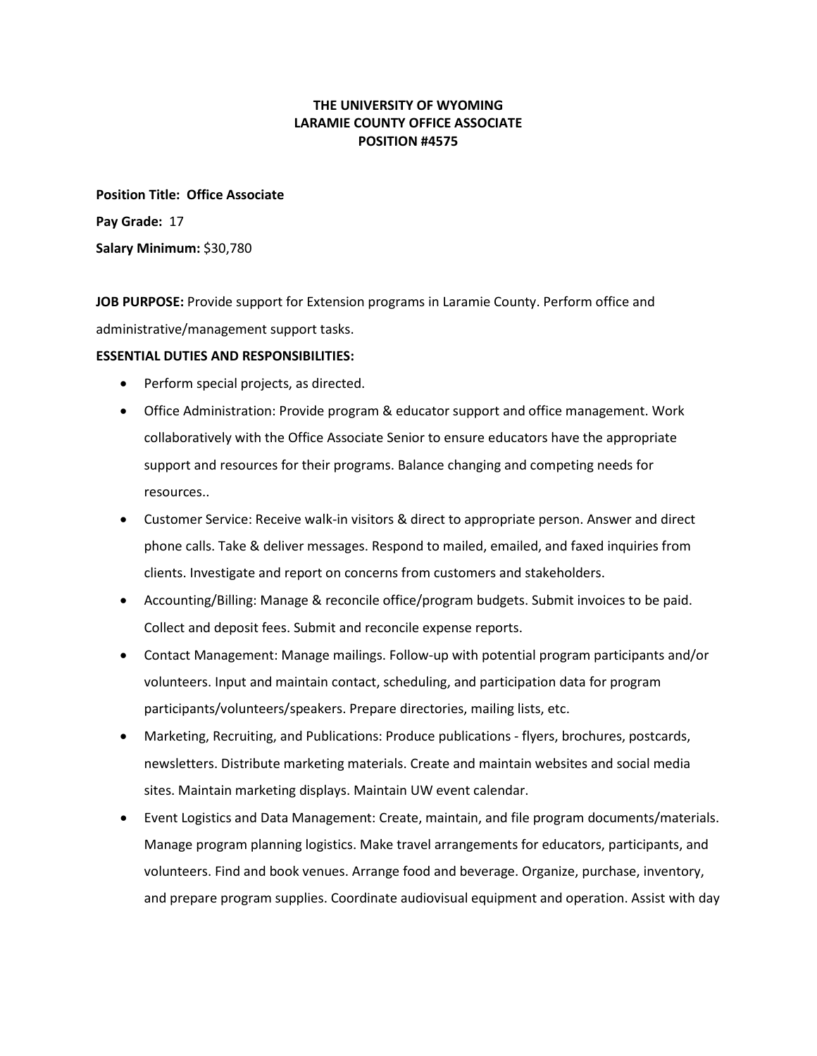# THE UNIVERSITY OF WYOMING
# LARAMIE COUNTY OFFICE ASSOCIATE
# POSITION #4575

**Position Title: Office Associate**

**Pay Grade:** 17

**Salary Minimum:** $30,780

**JOB PURPOSE:** Provide support for Extension programs in Laramie County. Perform office and administrative/management support tasks.

**ESSENTIAL DUTIES AND RESPONSIBILITIES:**

- Perform special projects, as directed.
- Office Administration: Provide program & educator support and office management. Work collaboratively with the Office Associate Senior to ensure educators have the appropriate support and resources for their programs. Balance changing and competing needs for resources..
- Customer Service: Receive walk-in visitors & direct to appropriate person. Answer and direct phone calls. Take & deliver messages. Respond to mailed, emailed, and faxed inquiries from clients. Investigate and report on concerns from customers and stakeholders.
- Accounting/Billing: Manage & reconcile office/program budgets. Submit invoices to be paid. Collect and deposit fees. Submit and reconcile expense reports.
- Contact Management: Manage mailings. Follow-up with potential program participants and/or volunteers. Input and maintain contact, scheduling, and participation data for program participants/volunteers/speakers. Prepare directories, mailing lists, etc.
- Marketing, Recruiting, and Publications: Produce publications - flyers, brochures, postcards, newsletters. Distribute marketing materials. Create and maintain websites and social media sites. Maintain marketing displays. Maintain UW event calendar.
- Event Logistics and Data Management: Create, maintain, and file program documents/materials. Manage program planning logistics. Make travel arrangements for educators, participants, and volunteers. Find and book venues. Arrange food and beverage. Organize, purchase, inventory, and prepare program supplies. Coordinate audiovisual equipment and operation. Assist with day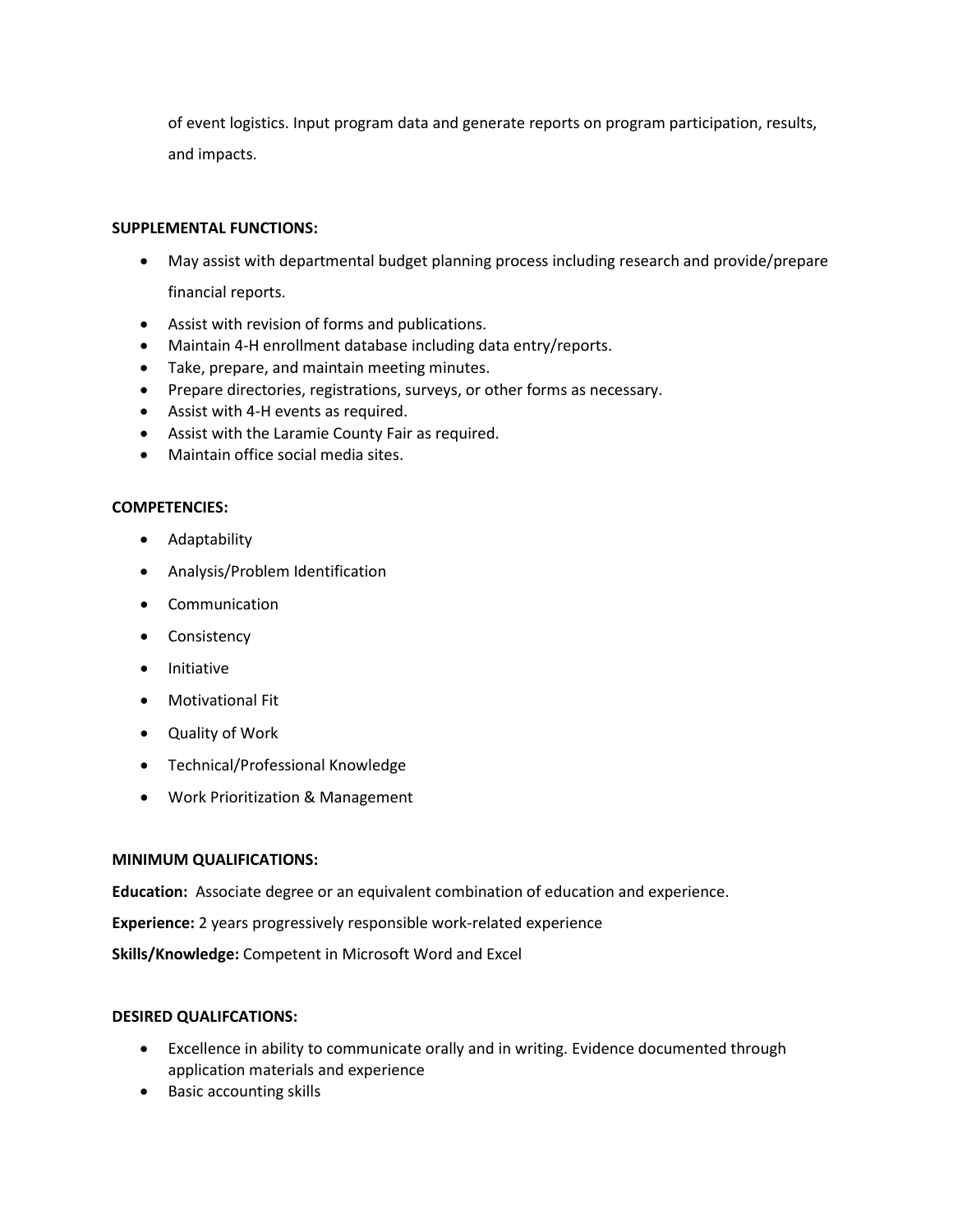of event logistics. Input program data and generate reports on program participation, results, and impacts.

**SUPPLEMENTAL FUNCTIONS:**

- May assist with departmental budget planning process including research and provide/prepare financial reports.
- Assist with revision of forms and publications.
- Maintain 4-H enrollment database including data entry/reports.
- Take, prepare, and maintain meeting minutes.
- Prepare directories, registrations, surveys, or other forms as necessary.
- Assist with 4-H events as required.
- Assist with the Laramie County Fair as required.
- Maintain office social media sites.

**COMPETENCIES:**

- Adaptability
- Analysis/Problem Identification
- Communication
- Consistency
- Initiative
- Motivational Fit
- Quality of Work
- Technical/Professional Knowledge
- Work Prioritization & Management

**MINIMUM QUALIFICATIONS:**

**Education:** Associate degree or an equivalent combination of education and experience.

**Experience:** 2 years progressively responsible work-related experience

**Skills/Knowledge:** Competent in Microsoft Word and Excel

**DESIRED QUALIFCATIONS:**

- Excellence in ability to communicate orally and in writing. Evidence documented through application materials and experience
- Basic accounting skills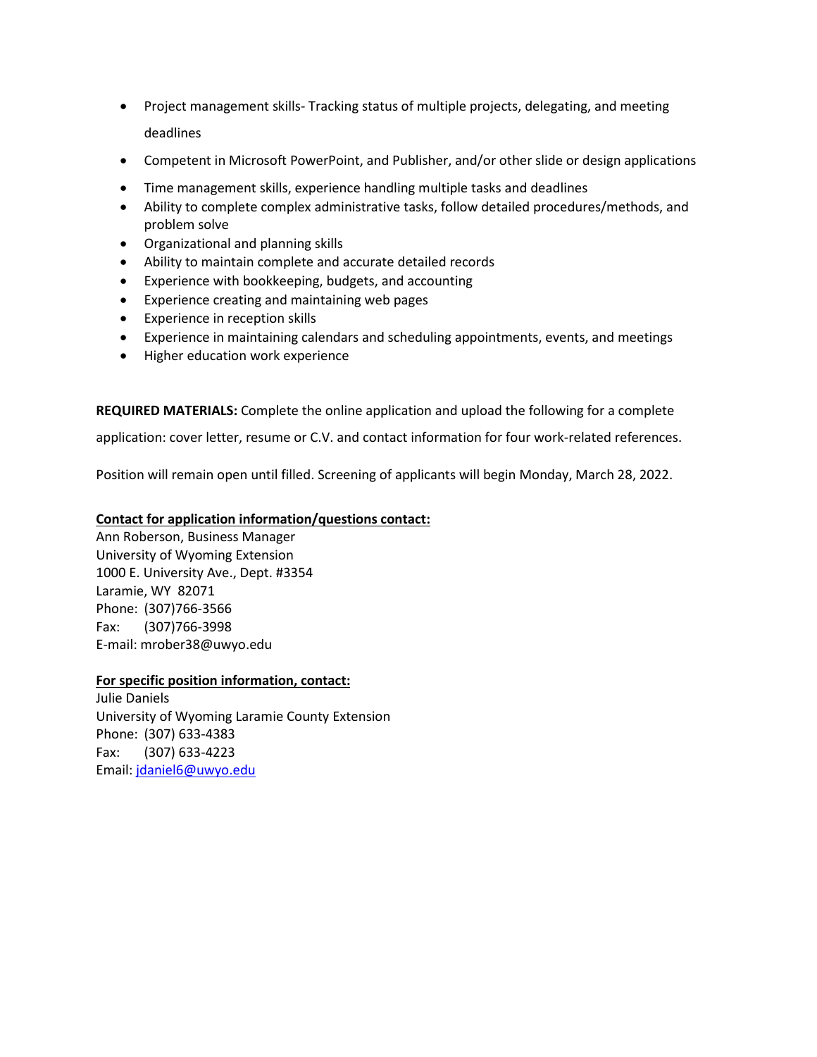- Project management skills- Tracking status of multiple projects, delegating, and meeting deadlines
- Competent in Microsoft PowerPoint, and Publisher, and/or other slide or design applications
- Time management skills, experience handling multiple tasks and deadlines
- Ability to complete complex administrative tasks, follow detailed procedures/methods, and problem solve
- Organizational and planning skills
- Ability to maintain complete and accurate detailed records
- Experience with bookkeeping, budgets, and accounting
- Experience creating and maintaining web pages
- Experience in reception skills
- Experience in maintaining calendars and scheduling appointments, events, and meetings
- Higher education work experience

**REQUIRED MATERIALS:** Complete the online application and upload the following for a complete application: cover letter, resume or C.V. and contact information for four work-related references.

Position will remain open until filled. Screening of applicants will begin Monday, March 28, 2022.

**Contact for application information/questions contact:**
Ann Roberson, Business Manager
University of Wyoming Extension
1000 E. University Ave., Dept. #3354
Laramie, WY 82071
Phone: (307)766-3566
Fax: (307)766-3998
E-mail: mrober38@uwyo.edu

**For specific position information, contact:**
Julie Daniels
University of Wyoming Laramie County Extension
Phone: (307) 633-4383
Fax: (307) 633-4223
Email: jdaniel6@uwyo.edu